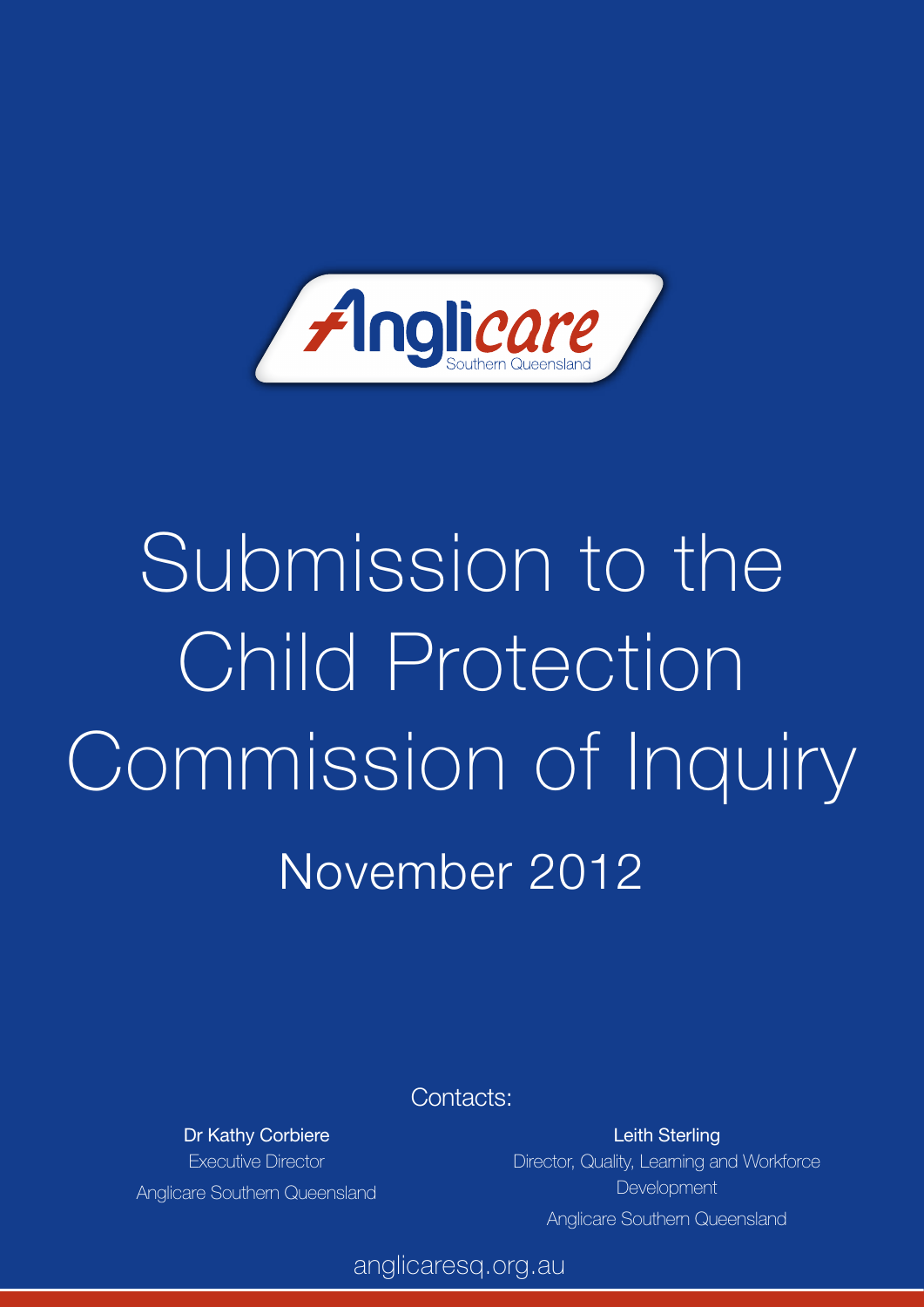Anglicare Southern Queensland

# Submission to the Child Protection Commission of Inquiry

## November 2012

Contacts:

**Dr Kathy Corbiere**
Executive Director
Anglicare Southern Queensland

**Leith Sterling**
Director, Quality, Learning and Workforce Development
Anglicare Southern Queensland

anglicaresq.org.au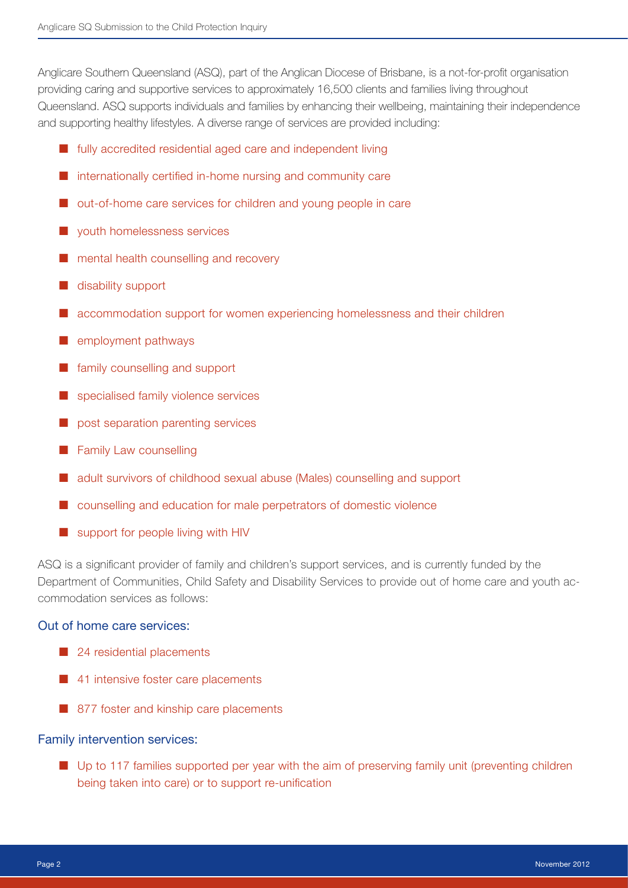Anglicare Southern Queensland (ASQ), part of the Anglican Diocese of Brisbane, is a not-for-profit organisation providing caring and supportive services to approximately 16,500 clients and families living throughout Queensland. ASQ supports individuals and families by enhancing their wellbeing, maintaining their independence and supporting healthy lifestyles. A diverse range of services are provided including:

- fully accredited residential aged care and independent living
- internationally certified in-home nursing and community care
- out-of-home care services for children and young people in care
- youth homelessness services
- mental health counselling and recovery
- disability support
- accommodation support for women experiencing homelessness and their children
- employment pathways
- family counselling and support
- specialised family violence services
- post separation parenting services
- Family Law counselling
- adult survivors of childhood sexual abuse (Males) counselling and support
- counselling and education for male perpetrators of domestic violence
- support for people living with HIV

ASQ is a significant provider of family and children's support services, and is currently funded by the Department of Communities, Child Safety and Disability Services to provide out of home care and youth accommodation services as follows:

### Out of home care services:

- 24 residential placements
- 41 intensive foster care placements
- 877 foster and kinship care placements

### Family intervention services:

- Up to 117 families supported per year with the aim of preserving family unit (preventing children being taken into care) or to support re-unification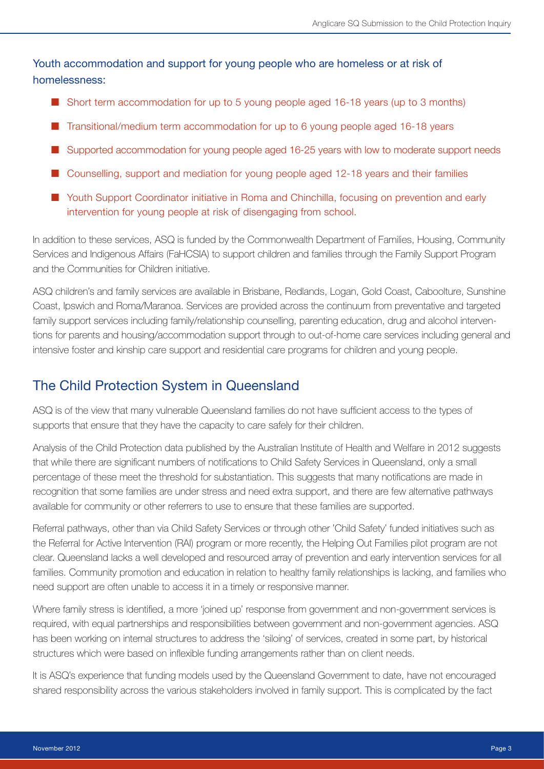Youth accommodation and support for young people who are homeless or at risk of homelessness:

- Short term accommodation for up to 5 young people aged 16-18 years (up to 3 months)
- Transitional/medium term accommodation for up to 6 young people aged 16-18 years
- Supported accommodation for young people aged 16-25 years with low to moderate support needs
- Counselling, support and mediation for young people aged 12-18 years and their families
- Youth Support Coordinator initiative in Roma and Chinchilla, focusing on prevention and early intervention for young people at risk of disengaging from school.

In addition to these services, ASQ is funded by the Commonwealth Department of Families, Housing, Community Services and Indigenous Affairs (FaHCSIA) to support children and families through the Family Support Program and the Communities for Children initiative.

ASQ children's and family services are available in Brisbane, Redlands, Logan, Gold Coast, Caboolture, Sunshine Coast, Ipswich and Roma/Maranoa. Services are provided across the continuum from preventative and targeted family support services including family/relationship counselling, parenting education, drug and alcohol interventions for parents and housing/accommodation support through to out-of-home care services including general and intensive foster and kinship care support and residential care programs for children and young people.

## The Child Protection System in Queensland

ASQ is of the view that many vulnerable Queensland families do not have sufficient access to the types of supports that ensure that they have the capacity to care safely for their children.

Analysis of the Child Protection data published by the Australian Institute of Health and Welfare in 2012 suggests that while there are significant numbers of notifications to Child Safety Services in Queensland, only a small percentage of these meet the threshold for substantiation. This suggests that many notifications are made in recognition that some families are under stress and need extra support, and there are few alternative pathways available for community or other referrers to use to ensure that these families are supported.

Referral pathways, other than via Child Safety Services or through other 'Child Safety' funded initiatives such as the Referral for Active Intervention (RAI) program or more recently, the Helping Out Families pilot program are not clear. Queensland lacks a well developed and resourced array of prevention and early intervention services for all families. Community promotion and education in relation to healthy family relationships is lacking, and families who need support are often unable to access it in a timely or responsive manner.

Where family stress is identified, a more 'joined up' response from government and non-government services is required, with equal partnerships and responsibilities between government and non-government agencies. ASQ has been working on internal structures to address the 'siloing' of services, created in some part, by historical structures which were based on inflexible funding arrangements rather than on client needs.

It is ASQ's experience that funding models used by the Queensland Government to date, have not encouraged shared responsibility across the various stakeholders involved in family support. This is complicated by the fact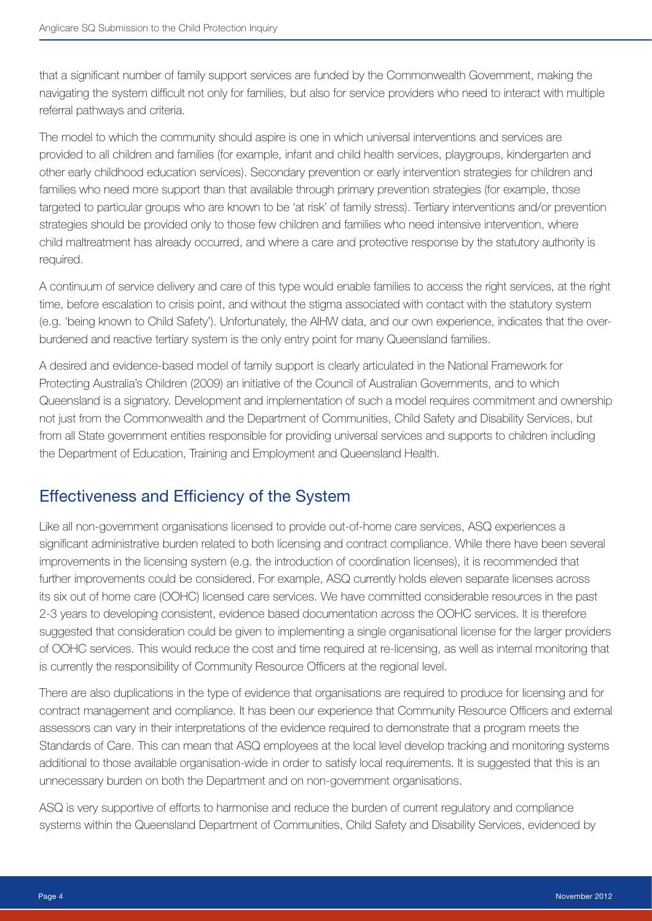that a significant number of family support services are funded by the Commonwealth Government, making the navigating the system difficult not only for families, but also for service providers who need to interact with multiple referral pathways and criteria.

The model to which the community should aspire is one in which universal interventions and services are provided to all children and families (for example, infant and child health services, playgroups, kindergarten and other early childhood education services). Secondary prevention or early intervention strategies for children and families who need more support than that available through primary prevention strategies (for example, those targeted to particular groups who are known to be 'at risk' of family stress). Tertiary interventions and/or prevention strategies should be provided only to those few children and families who need intensive intervention, where child maltreatment has already occurred, and where a care and protective response by the statutory authority is required.

A continuum of service delivery and care of this type would enable families to access the right services, at the right time, before escalation to crisis point, and without the stigma associated with contact with the statutory system (e.g. 'being known to Child Safety'). Unfortunately, the AIHW data, and our own experience, indicates that the over-burdened and reactive tertiary system is the only entry point for many Queensland families.

A desired and evidence-based model of family support is clearly articulated in the National Framework for Protecting Australia's Children (2009) an initiative of the Council of Australian Governments, and to which Queensland is a signatory. Development and implementation of such a model requires commitment and ownership not just from the Commonwealth and the Department of Communities, Child Safety and Disability Services, but from all State government entities responsible for providing universal services and supports to children including the Department of Education, Training and Employment and Queensland Health.

## Effectiveness and Efficiency of the System

Like all non-government organisations licensed to provide out-of-home care services, ASQ experiences a significant administrative burden related to both licensing and contract compliance. While there have been several improvements in the licensing system (e.g. the introduction of coordination licenses), it is recommended that further improvements could be considered. For example, ASQ currently holds eleven separate licenses across its six out of home care (OOHC) licensed care services. We have committed considerable resources in the past 2-3 years to developing consistent, evidence based documentation across the OOHC services. It is therefore suggested that consideration could be given to implementing a single organisational license for the larger providers of OOHC services. This would reduce the cost and time required at re-licensing, as well as internal monitoring that is currently the responsibility of Community Resource Officers at the regional level.

There are also duplications in the type of evidence that organisations are required to produce for licensing and for contract management and compliance. It has been our experience that Community Resource Officers and external assessors can vary in their interpretations of the evidence required to demonstrate that a program meets the Standards of Care. This can mean that ASQ employees at the local level develop tracking and monitoring systems additional to those available organisation-wide in order to satisfy local requirements. It is suggested that this is an unnecessary burden on both the Department and on non-government organisations.

ASQ is very supportive of efforts to harmonise and reduce the burden of current regulatory and compliance systems within the Queensland Department of Communities, Child Safety and Disability Services, evidenced by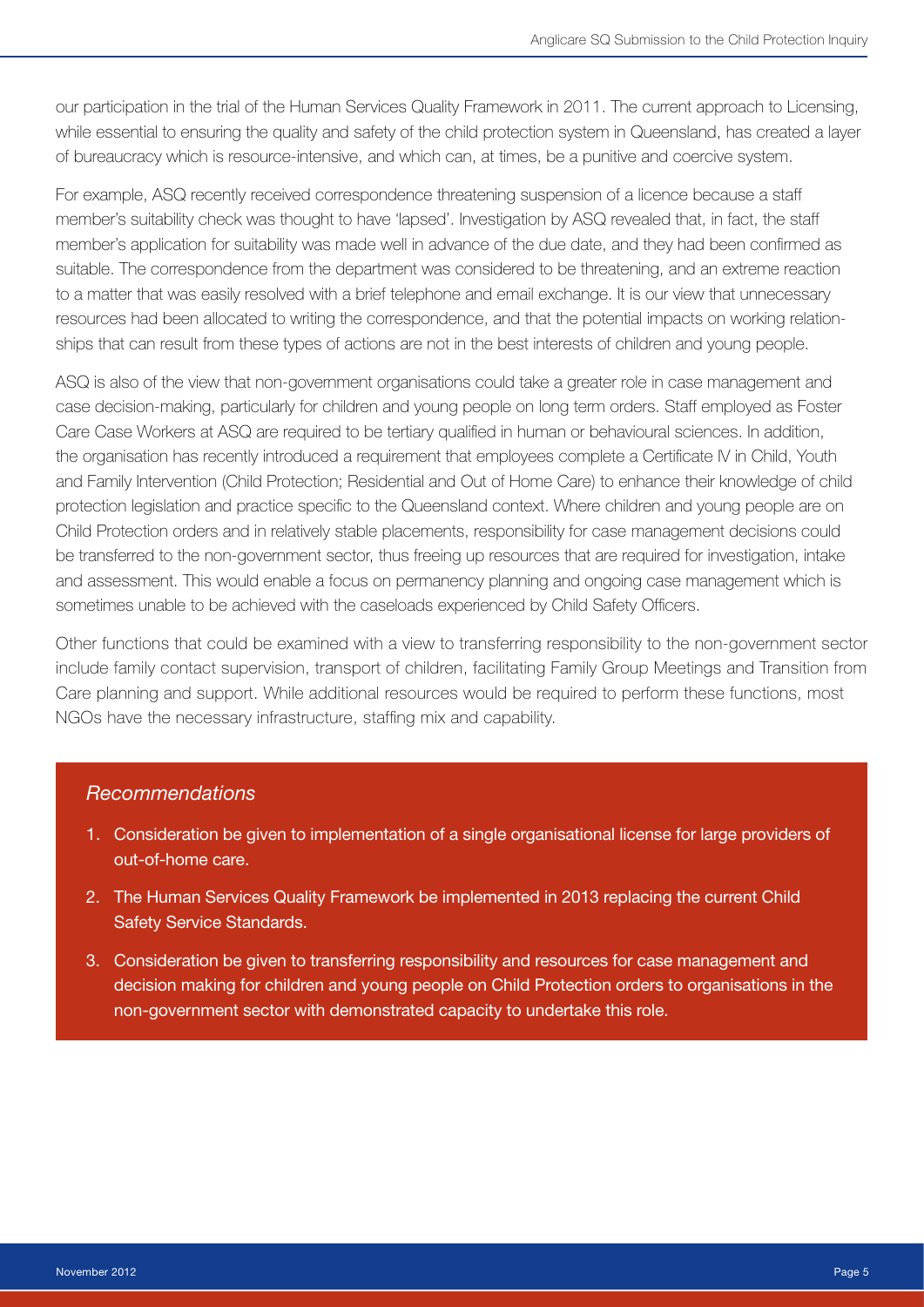our participation in the trial of the Human Services Quality Framework in 2011. The current approach to Licensing, while essential to ensuring the quality and safety of the child protection system in Queensland, has created a layer of bureaucracy which is resource-intensive, and which can, at times, be a punitive and coercive system.

For example, ASQ recently received correspondence threatening suspension of a licence because a staff member's suitability check was thought to have 'lapsed'. Investigation by ASQ revealed that, in fact, the staff member's application for suitability was made well in advance of the due date, and they had been confirmed as suitable. The correspondence from the department was considered to be threatening, and an extreme reaction to a matter that was easily resolved with a brief telephone and email exchange. It is our view that unnecessary resources had been allocated to writing the correspondence, and that the potential impacts on working relationships that can result from these types of actions are not in the best interests of children and young people.

ASQ is also of the view that non-government organisations could take a greater role in case management and case decision-making, particularly for children and young people on long term orders. Staff employed as Foster Care Case Workers at ASQ are required to be tertiary qualified in human or behavioural sciences. In addition, the organisation has recently introduced a requirement that employees complete a Certificate IV in Child, Youth and Family Intervention (Child Protection; Residential and Out of Home Care) to enhance their knowledge of child protection legislation and practice specific to the Queensland context. Where children and young people are on Child Protection orders and in relatively stable placements, responsibility for case management decisions could be transferred to the non-government sector, thus freeing up resources that are required for investigation, intake and assessment. This would enable a focus on permanency planning and ongoing case management which is sometimes unable to be achieved with the caseloads experienced by Child Safety Officers.

Other functions that could be examined with a view to transferring responsibility to the non-government sector include family contact supervision, transport of children, facilitating Family Group Meetings and Transition from Care planning and support. While additional resources would be required to perform these functions, most NGOs have the necessary infrastructure, staffing mix and capability.

*Recommendations*

1. Consideration be given to implementation of a single organisational license for large providers of out-of-home care.
2. The Human Services Quality Framework be implemented in 2013 replacing the current Child Safety Service Standards.
3. Consideration be given to transferring responsibility and resources for case management and decision making for children and young people on Child Protection orders to organisations in the non-government sector with demonstrated capacity to undertake this role.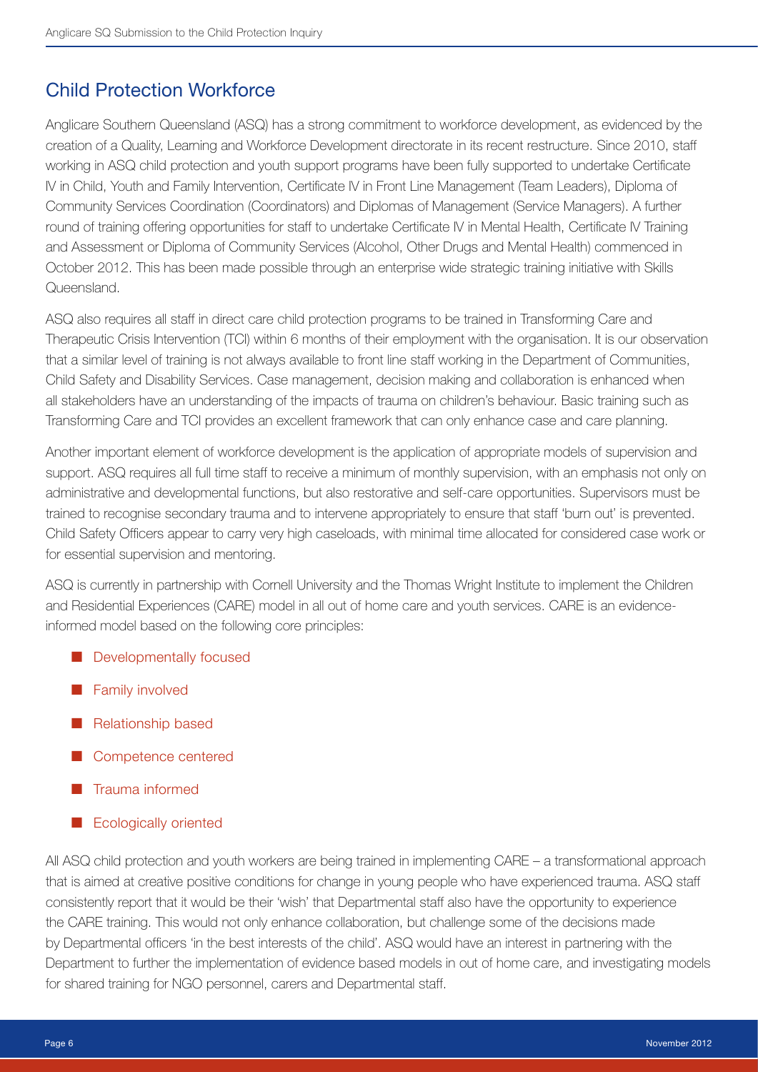## Child Protection Workforce

Anglicare Southern Queensland (ASQ) has a strong commitment to workforce development, as evidenced by the creation of a Quality, Learning and Workforce Development directorate in its recent restructure. Since 2010, staff working in ASQ child protection and youth support programs have been fully supported to undertake Certificate IV in Child, Youth and Family Intervention, Certificate IV in Front Line Management (Team Leaders), Diploma of Community Services Coordination (Coordinators) and Diplomas of Management (Service Managers). A further round of training offering opportunities for staff to undertake Certificate IV in Mental Health, Certificate IV Training and Assessment or Diploma of Community Services (Alcohol, Other Drugs and Mental Health) commenced in October 2012. This has been made possible through an enterprise wide strategic training initiative with Skills Queensland.

ASQ also requires all staff in direct care child protection programs to be trained in Transforming Care and Therapeutic Crisis Intervention (TCI) within 6 months of their employment with the organisation. It is our observation that a similar level of training is not always available to front line staff working in the Department of Communities, Child Safety and Disability Services. Case management, decision making and collaboration is enhanced when all stakeholders have an understanding of the impacts of trauma on children's behaviour. Basic training such as Transforming Care and TCI provides an excellent framework that can only enhance case and care planning.

Another important element of workforce development is the application of appropriate models of supervision and support. ASQ requires all full time staff to receive a minimum of monthly supervision, with an emphasis not only on administrative and developmental functions, but also restorative and self-care opportunities. Supervisors must be trained to recognise secondary trauma and to intervene appropriately to ensure that staff 'burn out' is prevented. Child Safety Officers appear to carry very high caseloads, with minimal time allocated for considered case work or for essential supervision and mentoring.

ASQ is currently in partnership with Cornell University and the Thomas Wright Institute to implement the Children and Residential Experiences (CARE) model in all out of home care and youth services. CARE is an evidence-informed model based on the following core principles:

- Developmentally focused
- Family involved
- Relationship based
- Competence centered
- Trauma informed
- Ecologically oriented

All ASQ child protection and youth workers are being trained in implementing CARE – a transformational approach that is aimed at creative positive conditions for change in young people who have experienced trauma. ASQ staff consistently report that it would be their 'wish' that Departmental staff also have the opportunity to experience the CARE training. This would not only enhance collaboration, but challenge some of the decisions made by Departmental officers 'in the best interests of the child'. ASQ would have an interest in partnering with the Department to further the implementation of evidence based models in out of home care, and investigating models for shared training for NGO personnel, carers and Departmental staff.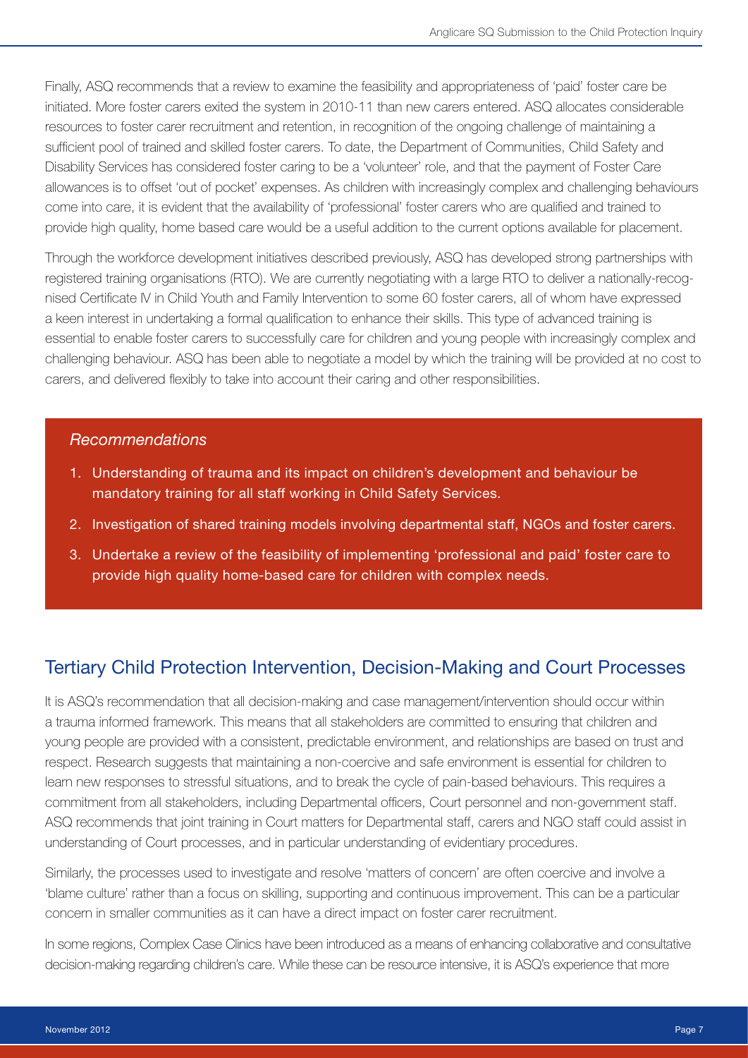Finally, ASQ recommends that a review to examine the feasibility and appropriateness of 'paid' foster care be initiated. More foster carers exited the system in 2010-11 than new carers entered. ASQ allocates considerable resources to foster carer recruitment and retention, in recognition of the ongoing challenge of maintaining a sufficient pool of trained and skilled foster carers. To date, the Department of Communities, Child Safety and Disability Services has considered foster caring to be a 'volunteer' role, and that the payment of Foster Care allowances is to offset 'out of pocket' expenses. As children with increasingly complex and challenging behaviours come into care, it is evident that the availability of 'professional' foster carers who are qualified and trained to provide high quality, home based care would be a useful addition to the current options available for placement.

Through the workforce development initiatives described previously, ASQ has developed strong partnerships with registered training organisations (RTO). We are currently negotiating with a large RTO to deliver a nationally-recognised Certificate IV in Child Youth and Family Intervention to some 60 foster carers, all of whom have expressed a keen interest in undertaking a formal qualification to enhance their skills. This type of advanced training is essential to enable foster carers to successfully care for children and young people with increasingly complex and challenging behaviour. ASQ has been able to negotiate a model by which the training will be provided at no cost to carers, and delivered flexibly to take into account their caring and other responsibilities.

*Recommendations*

1. Understanding of trauma and its impact on children's development and behaviour be mandatory training for all staff working in Child Safety Services.
2. Investigation of shared training models involving departmental staff, NGOs and foster carers.
3. Undertake a review of the feasibility of implementing 'professional and paid' foster care to provide high quality home-based care for children with complex needs.

## Tertiary Child Protection Intervention, Decision-Making and Court Processes

It is ASQ's recommendation that all decision-making and case management/intervention should occur within a trauma informed framework. This means that all stakeholders are committed to ensuring that children and young people are provided with a consistent, predictable environment, and relationships are based on trust and respect. Research suggests that maintaining a non-coercive and safe environment is essential for children to learn new responses to stressful situations, and to break the cycle of pain-based behaviours. This requires a commitment from all stakeholders, including Departmental officers, Court personnel and non-government staff. ASQ recommends that joint training in Court matters for Departmental staff, carers and NGO staff could assist in understanding of Court processes, and in particular understanding of evidentiary procedures.

Similarly, the processes used to investigate and resolve 'matters of concern' are often coercive and involve a 'blame culture' rather than a focus on skilling, supporting and continuous improvement. This can be a particular concern in smaller communities as it can have a direct impact on foster carer recruitment.

In some regions, Complex Case Clinics have been introduced as a means of enhancing collaborative and consultative decision-making regarding children's care. While these can be resource intensive, it is ASQ's experience that more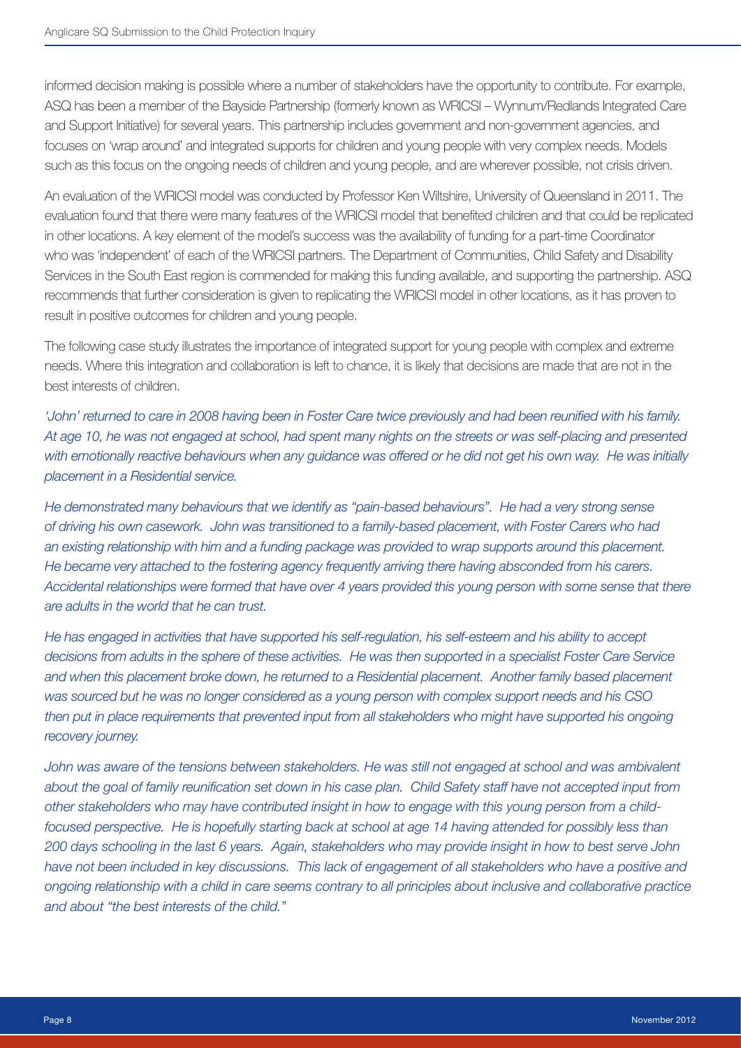informed decision making is possible where a number of stakeholders have the opportunity to contribute. For example, ASQ has been a member of the Bayside Partnership (formerly known as WRICSI – Wynnum/Redlands Integrated Care and Support Initiative) for several years. This partnership includes government and non-government agencies, and focuses on 'wrap around' and integrated supports for children and young people with very complex needs. Models such as this focus on the ongoing needs of children and young people, and are wherever possible, not crisis driven.

An evaluation of the WRICSI model was conducted by Professor Ken Wiltshire, University of Queensland in 2011. The evaluation found that there were many features of the WRICSI model that benefited children and that could be replicated in other locations. A key element of the model's success was the availability of funding for a part-time Coordinator who was 'independent' of each of the WRICSI partners. The Department of Communities, Child Safety and Disability Services in the South East region is commended for making this funding available, and supporting the partnership. ASQ recommends that further consideration is given to replicating the WRICSI model in other locations, as it has proven to result in positive outcomes for children and young people.

The following case study illustrates the importance of integrated support for young people with complex and extreme needs. Where this integration and collaboration is left to chance, it is likely that decisions are made that are not in the best interests of children.

*'John' returned to care in 2008 having been in Foster Care twice previously and had been reunified with his family. At age 10, he was not engaged at school, had spent many nights on the streets or was self-placing and presented with emotionally reactive behaviours when any guidance was offered or he did not get his own way. He was initially placement in a Residential service.*

*He demonstrated many behaviours that we identify as "pain-based behaviours". He had a very strong sense of driving his own casework. John was transitioned to a family-based placement, with Foster Carers who had an existing relationship with him and a funding package was provided to wrap supports around this placement. He became very attached to the fostering agency frequently arriving there having absconded from his carers. Accidental relationships were formed that have over 4 years provided this young person with some sense that there are adults in the world that he can trust.*

*He has engaged in activities that have supported his self-regulation, his self-esteem and his ability to accept decisions from adults in the sphere of these activities. He was then supported in a specialist Foster Care Service and when this placement broke down, he returned to a Residential placement. Another family based placement was sourced but he was no longer considered as a young person with complex support needs and his CSO then put in place requirements that prevented input from all stakeholders who might have supported his ongoing recovery journey.*

*John was aware of the tensions between stakeholders. He was still not engaged at school and was ambivalent about the goal of family reunification set down in his case plan. Child Safety staff have not accepted input from other stakeholders who may have contributed insight in how to engage with this young person from a child-focused perspective. He is hopefully starting back at school at age 14 having attended for possibly less than 200 days schooling in the last 6 years. Again, stakeholders who may provide insight in how to best serve John have not been included in key discussions. This lack of engagement of all stakeholders who have a positive and ongoing relationship with a child in care seems contrary to all principles about inclusive and collaborative practice and about "the best interests of the child."*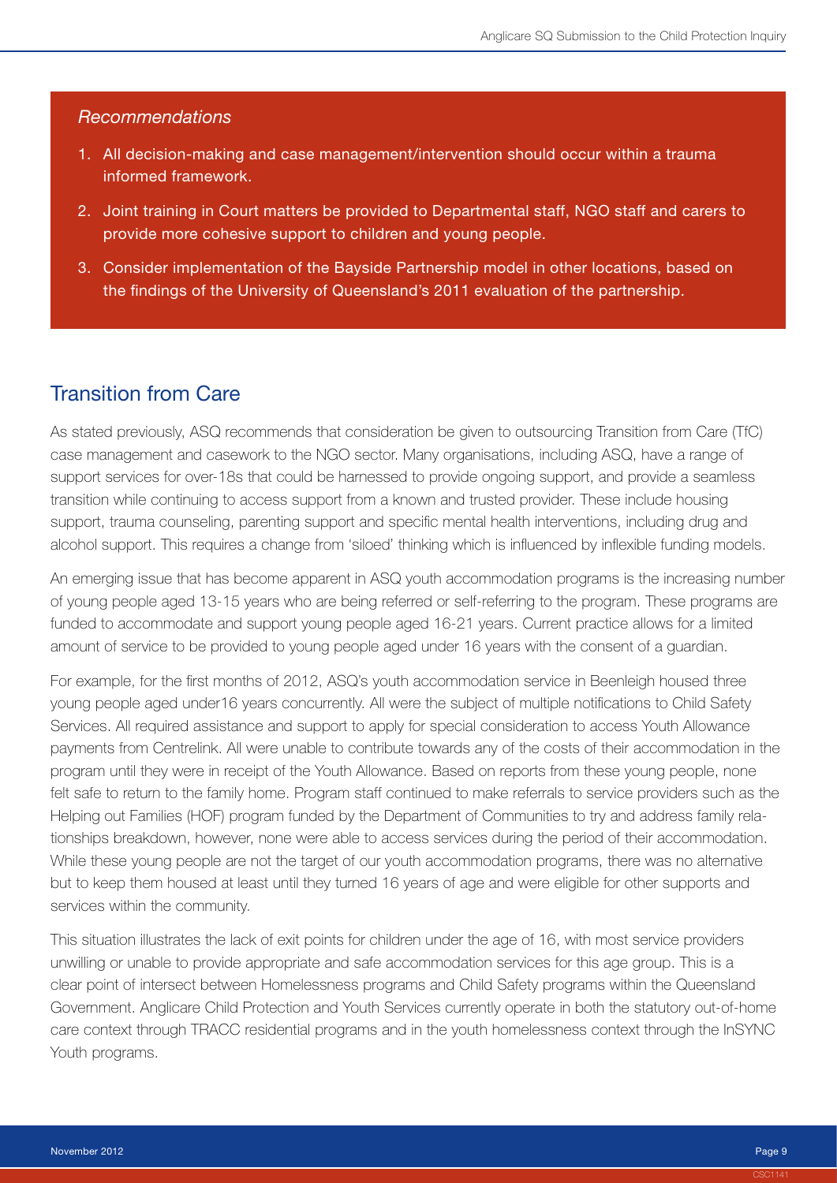*Recommendations*

1. All decision-making and case management/intervention should occur within a trauma informed framework.
2. Joint training in Court matters be provided to Departmental staff, NGO staff and carers to provide more cohesive support to children and young people.
3. Consider implementation of the Bayside Partnership model in other locations, based on the findings of the University of Queensland's 2011 evaluation of the partnership.

## Transition from Care

As stated previously, ASQ recommends that consideration be given to outsourcing Transition from Care (TfC) case management and casework to the NGO sector. Many organisations, including ASQ, have a range of support services for over-18s that could be harnessed to provide ongoing support, and provide a seamless transition while continuing to access support from a known and trusted provider. These include housing support, trauma counseling, parenting support and specific mental health interventions, including drug and alcohol support. This requires a change from 'siloed' thinking which is influenced by inflexible funding models.

An emerging issue that has become apparent in ASQ youth accommodation programs is the increasing number of young people aged 13-15 years who are being referred or self-referring to the program. These programs are funded to accommodate and support young people aged 16-21 years. Current practice allows for a limited amount of service to be provided to young people aged under 16 years with the consent of a guardian.

For example, for the first months of 2012, ASQ's youth accommodation service in Beenleigh housed three young people aged under16 years concurrently. All were the subject of multiple notifications to Child Safety Services. All required assistance and support to apply for special consideration to access Youth Allowance payments from Centrelink. All were unable to contribute towards any of the costs of their accommodation in the program until they were in receipt of the Youth Allowance. Based on reports from these young people, none felt safe to return to the family home. Program staff continued to make referrals to service providers such as the Helping out Families (HOF) program funded by the Department of Communities to try and address family relationships breakdown, however, none were able to access services during the period of their accommodation. While these young people are not the target of our youth accommodation programs, there was no alternative but to keep them housed at least until they turned 16 years of age and were eligible for other supports and services within the community.

This situation illustrates the lack of exit points for children under the age of 16, with most service providers unwilling or unable to provide appropriate and safe accommodation services for this age group. This is a clear point of intersect between Homelessness programs and Child Safety programs within the Queensland Government. Anglicare Child Protection and Youth Services currently operate in both the statutory out-of-home care context through TRACC residential programs and in the youth homelessness context through the InSYNC Youth programs.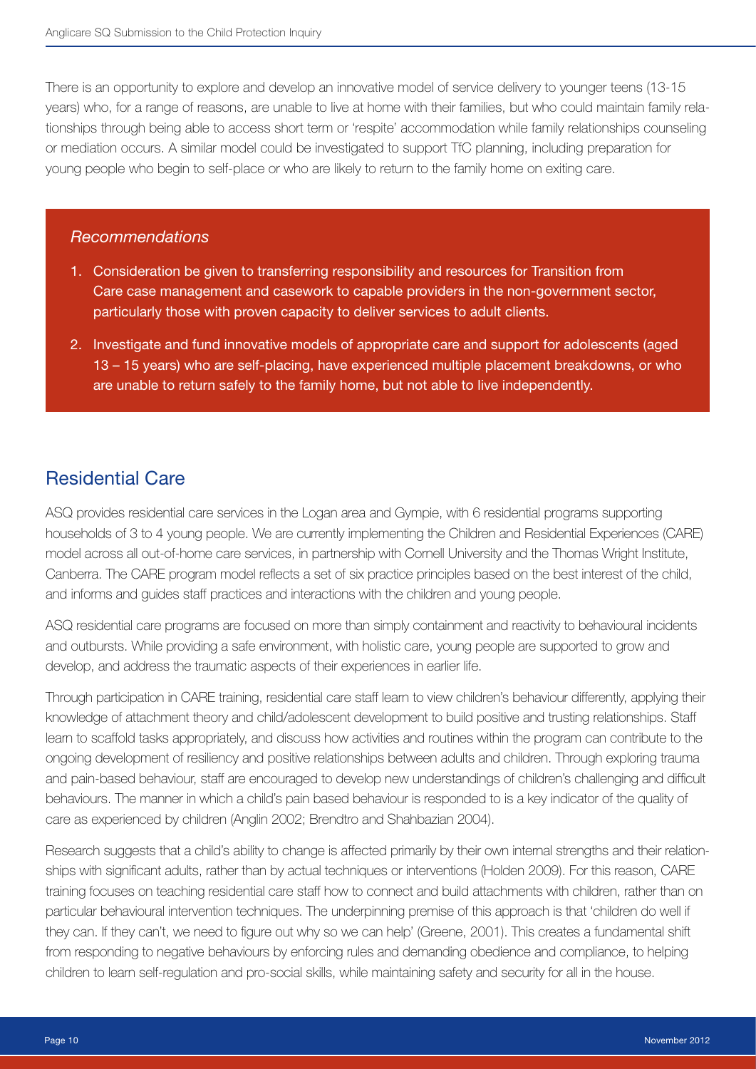There is an opportunity to explore and develop an innovative model of service delivery to younger teens (13-15 years) who, for a range of reasons, are unable to live at home with their families, but who could maintain family relationships through being able to access short term or 'respite' accommodation while family relationships counseling or mediation occurs. A similar model could be investigated to support TfC planning, including preparation for young people who begin to self-place or who are likely to return to the family home on exiting care.

*Recommendations*

1. Consideration be given to transferring responsibility and resources for Transition from Care case management and casework to capable providers in the non-government sector, particularly those with proven capacity to deliver services to adult clients.
2. Investigate and fund innovative models of appropriate care and support for adolescents (aged 13 – 15 years) who are self-placing, have experienced multiple placement breakdowns, or who are unable to return safely to the family home, but not able to live independently.

## Residential Care

ASQ provides residential care services in the Logan area and Gympie, with 6 residential programs supporting households of 3 to 4 young people. We are currently implementing the Children and Residential Experiences (CARE) model across all out-of-home care services, in partnership with Cornell University and the Thomas Wright Institute, Canberra. The CARE program model reflects a set of six practice principles based on the best interest of the child, and informs and guides staff practices and interactions with the children and young people.

ASQ residential care programs are focused on more than simply containment and reactivity to behavioural incidents and outbursts. While providing a safe environment, with holistic care, young people are supported to grow and develop, and address the traumatic aspects of their experiences in earlier life.

Through participation in CARE training, residential care staff learn to view children's behaviour differently, applying their knowledge of attachment theory and child/adolescent development to build positive and trusting relationships. Staff learn to scaffold tasks appropriately, and discuss how activities and routines within the program can contribute to the ongoing development of resiliency and positive relationships between adults and children. Through exploring trauma and pain-based behaviour, staff are encouraged to develop new understandings of children's challenging and difficult behaviours. The manner in which a child's pain based behaviour is responded to is a key indicator of the quality of care as experienced by children (Anglin 2002; Brendtro and Shahbazian 2004).

Research suggests that a child's ability to change is affected primarily by their own internal strengths and their relationships with significant adults, rather than by actual techniques or interventions (Holden 2009). For this reason, CARE training focuses on teaching residential care staff how to connect and build attachments with children, rather than on particular behavioural intervention techniques. The underpinning premise of this approach is that 'children do well if they can. If they can't, we need to figure out why so we can help' (Greene, 2001). This creates a fundamental shift from responding to negative behaviours by enforcing rules and demanding obedience and compliance, to helping children to learn self-regulation and pro-social skills, while maintaining safety and security for all in the house.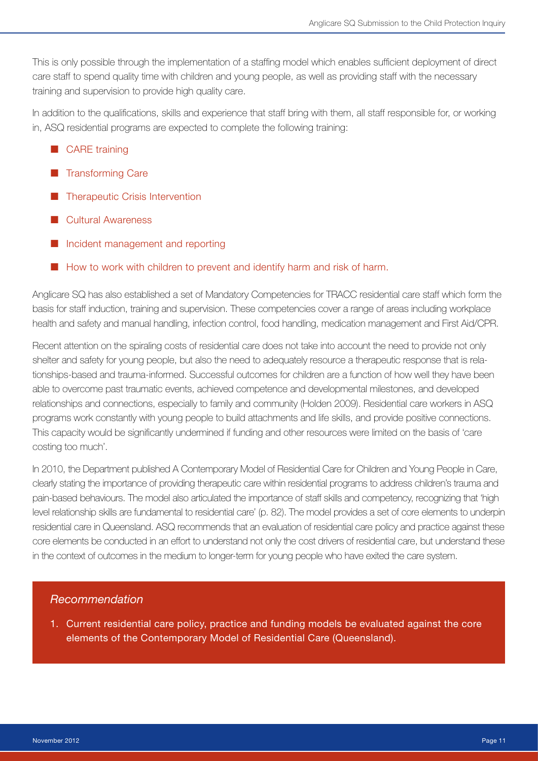This is only possible through the implementation of a staffing model which enables sufficient deployment of direct care staff to spend quality time with children and young people, as well as providing staff with the necessary training and supervision to provide high quality care.

In addition to the qualifications, skills and experience that staff bring with them, all staff responsible for, or working in, ASQ residential programs are expected to complete the following training:

- CARE training
- Transforming Care
- Therapeutic Crisis Intervention
- Cultural Awareness
- Incident management and reporting
- How to work with children to prevent and identify harm and risk of harm.

Anglicare SQ has also established a set of Mandatory Competencies for TRACC residential care staff which form the basis for staff induction, training and supervision. These competencies cover a range of areas including workplace health and safety and manual handling, infection control, food handling, medication management and First Aid/CPR.

Recent attention on the spiraling costs of residential care does not take into account the need to provide not only shelter and safety for young people, but also the need to adequately resource a therapeutic response that is relationships-based and trauma-informed. Successful outcomes for children are a function of how well they have been able to overcome past traumatic events, achieved competence and developmental milestones, and developed relationships and connections, especially to family and community (Holden 2009). Residential care workers in ASQ programs work constantly with young people to build attachments and life skills, and provide positive connections. This capacity would be significantly undermined if funding and other resources were limited on the basis of 'care costing too much'.

In 2010, the Department published A Contemporary Model of Residential Care for Children and Young People in Care, clearly stating the importance of providing therapeutic care within residential programs to address children's trauma and pain-based behaviours. The model also articulated the importance of staff skills and competency, recognizing that 'high level relationship skills are fundamental to residential care' (p. 82). The model provides a set of core elements to underpin residential care in Queensland. ASQ recommends that an evaluation of residential care policy and practice against these core elements be conducted in an effort to understand not only the cost drivers of residential care, but understand these in the context of outcomes in the medium to longer-term for young people who have exited the care system.

*Recommendation*

1. Current residential care policy, practice and funding models be evaluated against the core elements of the Contemporary Model of Residential Care (Queensland).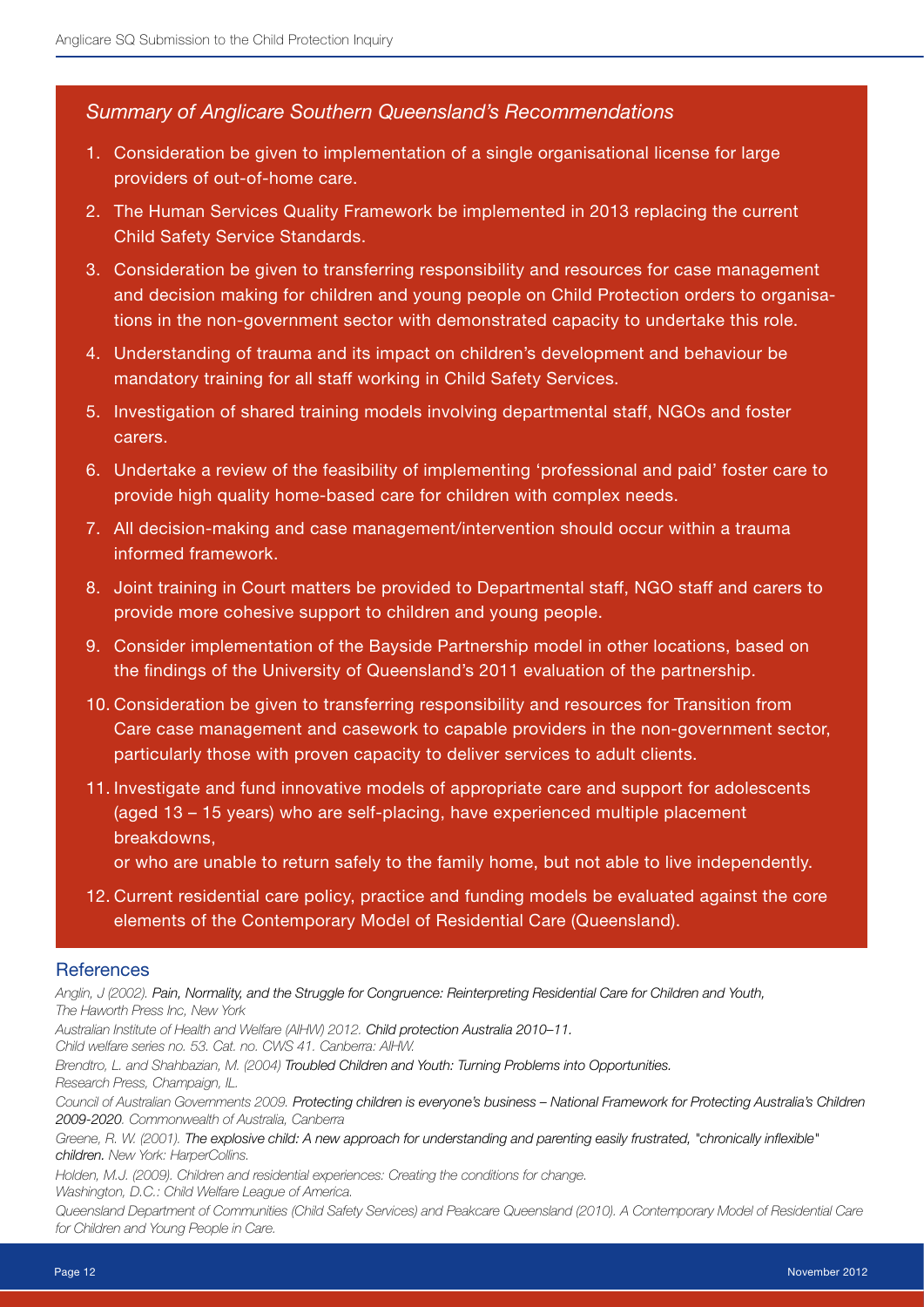*Summary of Anglicare Southern Queensland's Recommendations*

1. Consideration be given to implementation of a single organisational license for large providers of out-of-home care.
2. The Human Services Quality Framework be implemented in 2013 replacing the current Child Safety Service Standards.
3. Consideration be given to transferring responsibility and resources for case management and decision making for children and young people on Child Protection orders to organisations in the non-government sector with demonstrated capacity to undertake this role.
4. Understanding of trauma and its impact on children's development and behaviour be mandatory training for all staff working in Child Safety Services.
5. Investigation of shared training models involving departmental staff, NGOs and foster carers.
6. Undertake a review of the feasibility of implementing 'professional and paid' foster care to provide high quality home-based care for children with complex needs.
7. All decision-making and case management/intervention should occur within a trauma informed framework.
8. Joint training in Court matters be provided to Departmental staff, NGO staff and carers to provide more cohesive support to children and young people.
9. Consider implementation of the Bayside Partnership model in other locations, based on the findings of the University of Queensland's 2011 evaluation of the partnership.
10. Consideration be given to transferring responsibility and resources for Transition from Care case management and casework to capable providers in the non-government sector, particularly those with proven capacity to deliver services to adult clients.
11. Investigate and fund innovative models of appropriate care and support for adolescents (aged 13 – 15 years) who are self-placing, have experienced multiple placement breakdowns,

    or who are unable to return safely to the family home, but not able to live independently.
12. Current residential care policy, practice and funding models be evaluated against the core elements of the Contemporary Model of Residential Care (Queensland).

## References

*Anglin, J (2002). **Pain, Normality, and the Struggle for Congruence: Reinterpreting Residential Care for Children and Youth,** The Haworth Press Inc, New York*

*Australian Institute of Health and Welfare (AIHW) 2012. **Child protection Australia 2010–11.** Child welfare series no. 53. Cat. no. CWS 41. Canberra: AIHW.*

*Brendtro, L. and Shahbazian, M. (2004) **Troubled Children and Youth: Turning Problems into Opportunities.** Research Press, Champaign, IL.*

*Council of Australian Governments 2009. **Protecting children is everyone's business – National Framework for Protecting Australia's Children 2009-2020.** Commonwealth of Australia, Canberra*

*Greene, R. W. (2001). **The explosive child: A new approach for understanding and parenting easily frustrated, "chronically inflexible" children.** New York: HarperCollins.*

*Holden, M.J. (2009). Children and residential experiences: Creating the conditions for change. Washington, D.C.: Child Welfare League of America.*

*Queensland Department of Communities (Child Safety Services) and Peakcare Queensland (2010). A Contemporary Model of Residential Care for Children and Young People in Care.*